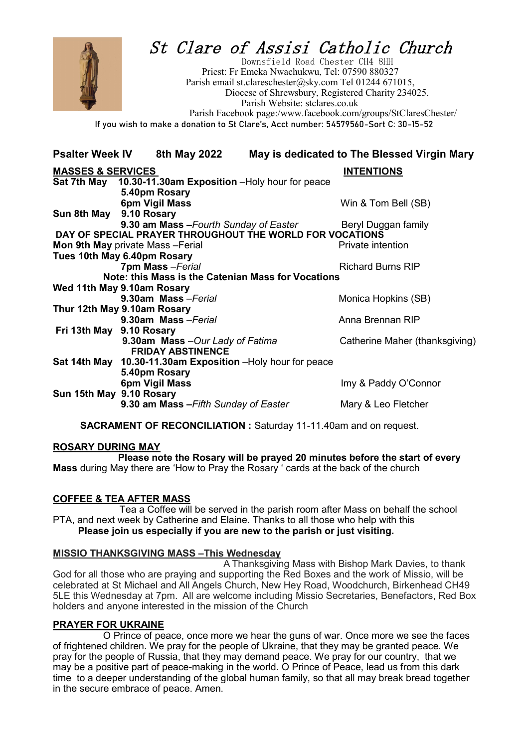# St Clare of Assisi Catholic Church

Downsfield Road Chester CH4 8HH
Priest: Fr Emeka Nwachukwu, Tel: 07590 880327
Parish email st.clareschester@sky.com Tel 01244 671015,
Diocese of Shrewsbury, Registered Charity 234025.
Parish Website: stclares.co.uk
Parish Facebook page:/www.facebook.com/groups/StClaresChester/
If you wish to make a donation to St Clare's, Acct number: 54579560-Sort C: 30-15-52

**Psalter Week IV    8th May 2022    May is dedicated to The Blessed Virgin Mary**

| **MASSES & SERVICES** | | **INTENTIONS** |
|---|---|---|
| **Sat 7th May** | **10.30-11.30am Exposition** –Holy hour for peace | |
| | **5.40pm Rosary** | |
| | **6pm Vigil Mass** | Win & Tom Bell (SB) |
| **Sun 8th May** | **9.10 Rosary** | |
| | **9.30 am Mass –***Fourth Sunday of Easter* | Beryl Duggan family |
| **DAY OF SPECIAL PRAYER THROUGHOUT THE WORLD FOR VOCATIONS** | | |
| **Mon 9th May** private Mass –Ferial | | Private intention |
| **Tues 10th May** | **6.40pm Rosary** | |
| | **7pm Mass** –*Ferial* | Richard Burns RIP |
| **Note: this Mass is the Catenian Mass for Vocations** | | |
| **Wed 11th May** | **9.10am Rosary** | |
| | **9.30am Mass** –*Ferial* | Monica Hopkins (SB) |
| **Thur 12th May** | **9.10am Rosary** | |
| | **9.30am Mass** –*Ferial* | Anna Brennan RIP |
| **Fri 13th May** | **9.10 Rosary** | |
| | **9.30am Mass** –*Our Lady of Fatima* | Catherine Maher (thanksgiving) |
| | **FRIDAY ABSTINENCE** | |
| **Sat 14th May** | **10.30-11.30am Exposition** –Holy hour for peace | |
| | **5.40pm Rosary** | |
| | **6pm Vigil Mass** | Imy & Paddy O'Connor |
| **Sun 15th May** | **9.10 Rosary** | |
| | **9.30 am Mass –***Fifth Sunday of Easter* | Mary & Leo Fletcher |

**SACRAMENT OF RECONCILIATION :** Saturday 11-11.40am and on request.

## ROSARY DURING MAY

**Please note the Rosary will be prayed 20 minutes before the start of every Mass** during May there are 'How to Pray the Rosary ' cards at the back of the church

## COFFEE & TEA AFTER MASS

Tea a Coffee will be served in the parish room after Mass on behalf the school PTA, and next week by Catherine and Elaine. Thanks to all those who help with this
**Please join us especially if you are new to the parish or just visiting.**

## MISSIO THANKSGIVING MASS –This Wednesday

A Thanksgiving Mass with Bishop Mark Davies, to thank God for all those who are praying and supporting the Red Boxes and the work of Missio, will be celebrated at St Michael and All Angels Church, New Hey Road, Woodchurch, Birkenhead CH49 5LE this Wednesday at 7pm. All are welcome including Missio Secretaries, Benefactors, Red Box holders and anyone interested in the mission of the Church

## PRAYER FOR UKRAINE

O Prince of peace, once more we hear the guns of war. Once more we see the faces of frightened children. We pray for the people of Ukraine, that they may be granted peace. We pray for the people of Russia, that they may demand peace. We pray for our country, that we may be a positive part of peace-making in the world. O Prince of Peace, lead us from this dark time to a deeper understanding of the global human family, so that all may break bread together in the secure embrace of peace. Amen.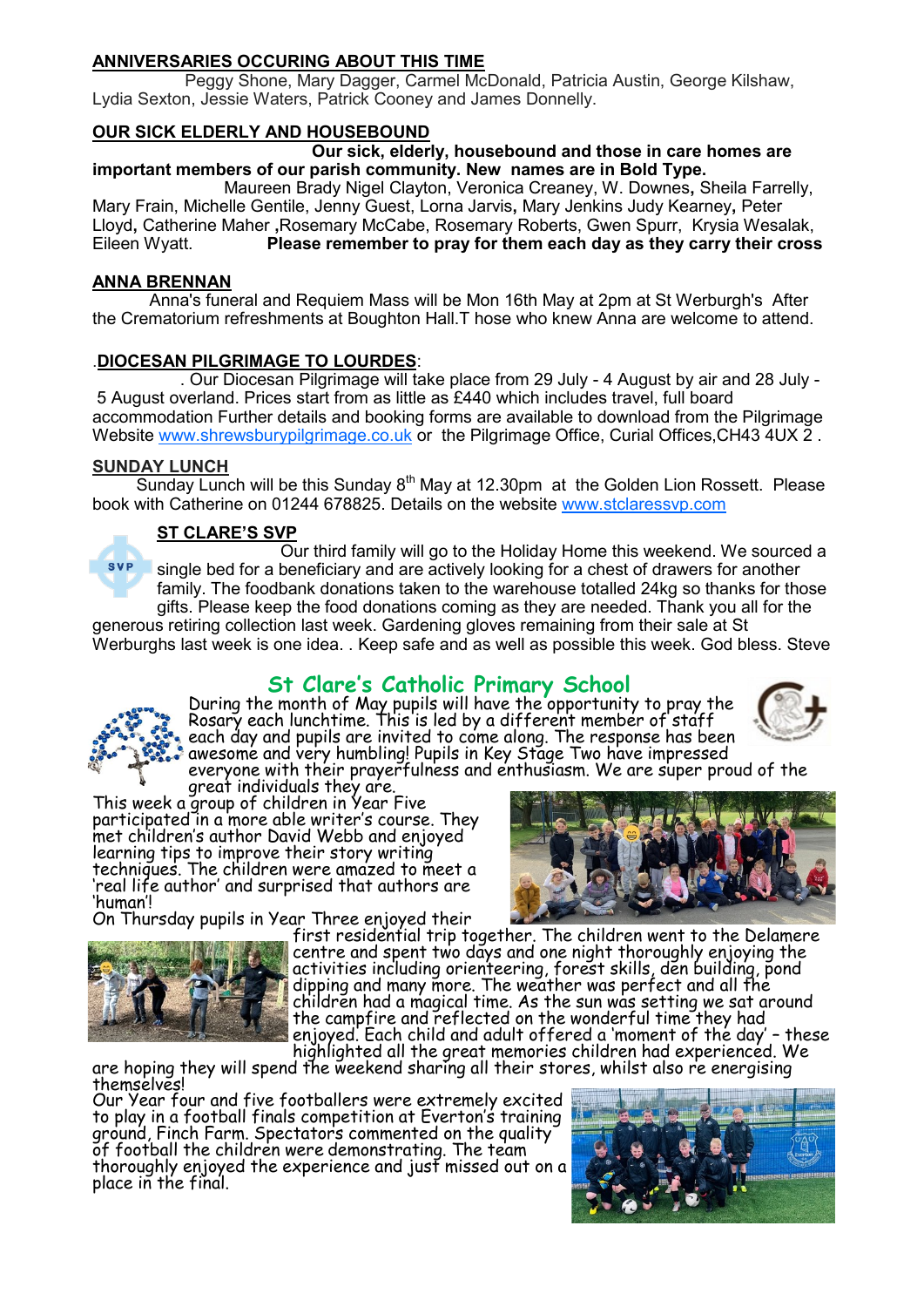## ANNIVERSARIES OCCURING ABOUT THIS TIME

Peggy Shone, Mary Dagger, Carmel McDonald, Patricia Austin, George Kilshaw, Lydia Sexton, Jessie Waters, Patrick Cooney and James Donnelly.

## OUR SICK ELDERLY AND HOUSEBOUND

**Our sick, elderly, housebound and those in care homes are important members of our parish community. New names are in Bold Type.**

Maureen Brady Nigel Clayton, Veronica Creaney, W. Downes**,** Sheila Farrelly, Mary Frain, Michelle Gentile, Jenny Guest, Lorna Jarvis**,** Mary Jenkins Judy Kearney**,** Peter Lloyd**,** Catherine Maher **,**Rosemary McCabe, Rosemary Roberts, Gwen Spurr, Krysia Wesalak, Eileen Wyatt. **Please remember to pray for them each day as they carry their cross**

## ANNA BRENNAN

Anna's funeral and Requiem Mass will be Mon 16th May at 2pm at St Werburgh's After the Crematorium refreshments at Boughton Hall.T hose who knew Anna are welcome to attend.

## .DIOCESAN PILGRIMAGE TO LOURDES:

. Our Diocesan Pilgrimage will take place from 29 July - 4 August by air and 28 July - 5 August overland. Prices start from as little as £440 which includes travel, full board accommodation Further details and booking forms are available to download from the Pilgrimage Website www.shrewsburypilgrimage.co.uk or the Pilgrimage Office, Curial Offices,CH43 4UX 2 .

## SUNDAY LUNCH

Sunday Lunch will be this Sunday 8th May at 12.30pm at the Golden Lion Rossett. Please book with Catherine on 01244 678825. Details on the website www.stclaressvp.com

## ST CLARE'S SVP

Our third family will go to the Holiday Home this weekend. We sourced a single bed for a beneficiary and are actively looking for a chest of drawers for another family. The foodbank donations taken to the warehouse totalled 24kg so thanks for those gifts. Please keep the food donations coming as they are needed. Thank you all for the generous retiring collection last week. Gardening gloves remaining from their sale at St Werburghs last week is one idea. . Keep safe and as well as possible this week. God bless. Steve

## St Clare's Catholic Primary School

During the month of May pupils will have the opportunity to pray the Rosary each lunchtime. This is led by a different member of staff each day and pupils are invited to come along. The response has been awesome and very humbling! Pupils in Key Stage Two have impressed everyone with their prayerfulness and enthusiasm. We are super proud of the great individuals they are.

This week a group of children in Year Five participated in a more able writer's course. They met children's author David Webb and enjoyed learning tips to improve their story writing techniques. The children were amazed to meet a 'real life author' and surprised that authors are 'human'!

On Thursday pupils in Year Three enjoyed their first residential trip together. The children went to the Delamere centre and spent two days and one night thoroughly enjoying the activities including orienteering, forest skills, den building, pond dipping and many more. The weather was perfect and all the children had a magical time. As the sun was setting we sat around the campfire and reflected on the wonderful time they had enjoyed. Each child and adult offered a 'moment of the day' – these highlighted all the great memories children had experienced. We are hoping they will spend the weekend sharing all their stores, whilst also re energising themselves!

Our Year four and five footballers were extremely excited to play in a football finals competition at Everton's training ground, Finch Farm. Spectators commented on the quality of football the children were demonstrating. The team thoroughly enjoyed the experience and just missed out on a place in the final.